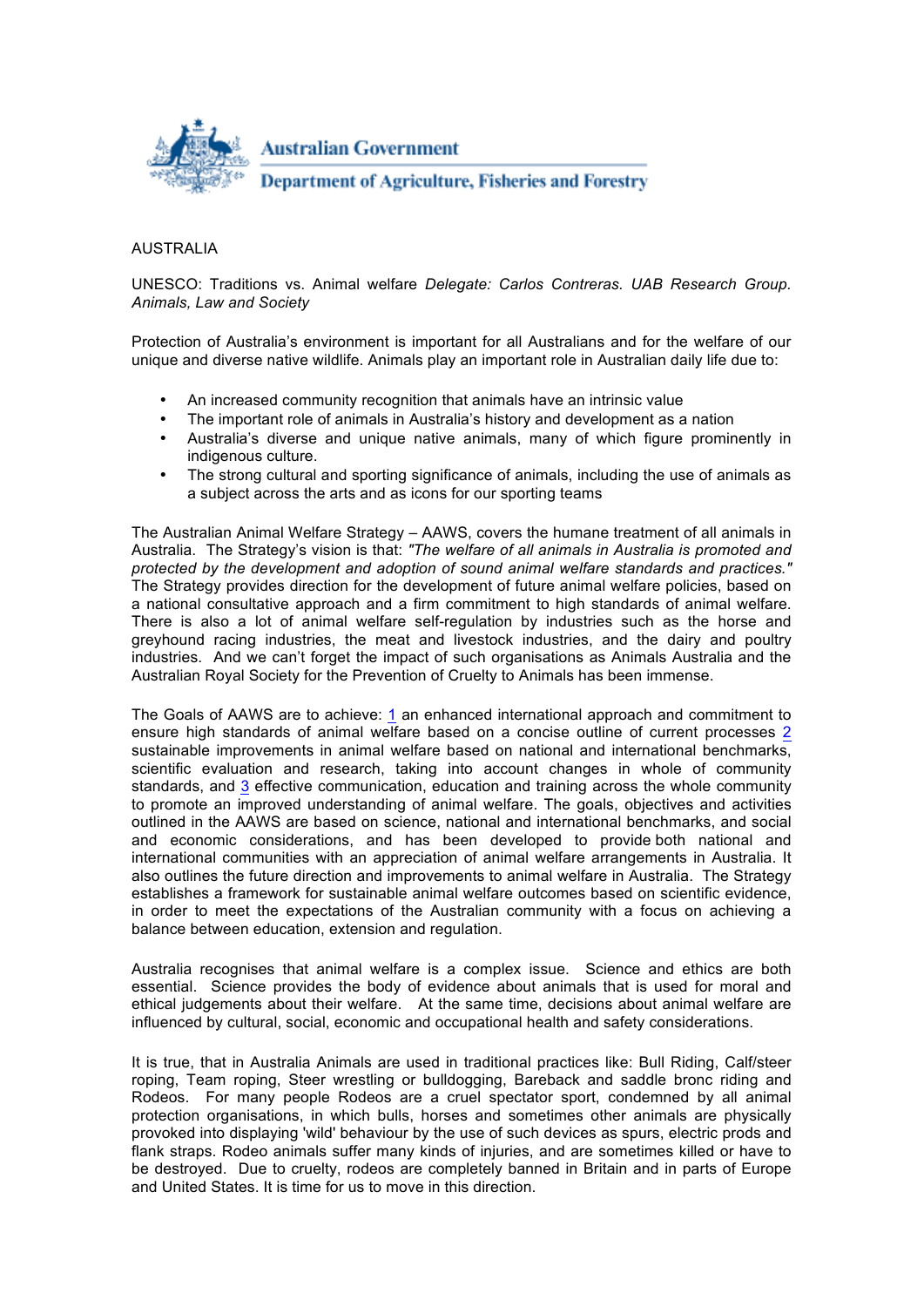Australian Government

Department of Agriculture, Fisheries and Forestry

AUSTRALIA

UNESCO: Traditions vs. Animal welfare *Delegate: Carlos Contreras. UAB Research Group. Animals, Law and Society*

Protection of Australia's environment is important for all Australians and for the welfare of our unique and diverse native wildlife. Animals play an important role in Australian daily life due to:

- An increased community recognition that animals have an intrinsic value
- The important role of animals in Australia's history and development as a nation
- Australia's diverse and unique native animals, many of which figure prominently in indigenous culture.
- The strong cultural and sporting significance of animals, including the use of animals as a subject across the arts and as icons for our sporting teams

The Australian Animal Welfare Strategy – AAWS, covers the humane treatment of all animals in Australia. The Strategy's vision is that: *"The welfare of all animals in Australia is promoted and protected by the development and adoption of sound animal welfare standards and practices."* The Strategy provides direction for the development of future animal welfare policies, based on a national consultative approach and a firm commitment to high standards of animal welfare. There is also a lot of animal welfare self-regulation by industries such as the horse and greyhound racing industries, the meat and livestock industries, and the dairy and poultry industries. And we can't forget the impact of such organisations as Animals Australia and the Australian Royal Society for the Prevention of Cruelty to Animals has been immense.

The Goals of AAWS are to achieve: 1 an enhanced international approach and commitment to ensure high standards of animal welfare based on a concise outline of current processes 2 sustainable improvements in animal welfare based on national and international benchmarks, scientific evaluation and research, taking into account changes in whole of community standards, and 3 effective communication, education and training across the whole community to promote an improved understanding of animal welfare. The goals, objectives and activities outlined in the AAWS are based on science, national and international benchmarks, and social and economic considerations, and has been developed to provide both national and international communities with an appreciation of animal welfare arrangements in Australia. It also outlines the future direction and improvements to animal welfare in Australia. The Strategy establishes a framework for sustainable animal welfare outcomes based on scientific evidence, in order to meet the expectations of the Australian community with a focus on achieving a balance between education, extension and regulation.

Australia recognises that animal welfare is a complex issue. Science and ethics are both essential. Science provides the body of evidence about animals that is used for moral and ethical judgements about their welfare. At the same time, decisions about animal welfare are influenced by cultural, social, economic and occupational health and safety considerations.

It is true, that in Australia Animals are used in traditional practices like: Bull Riding, Calf/steer roping, Team roping, Steer wrestling or bulldogging, Bareback and saddle bronc riding and Rodeos. For many people Rodeos are a cruel spectator sport, condemned by all animal protection organisations, in which bulls, horses and sometimes other animals are physically provoked into displaying 'wild' behaviour by the use of such devices as spurs, electric prods and flank straps. Rodeo animals suffer many kinds of injuries, and are sometimes killed or have to be destroyed. Due to cruelty, rodeos are completely banned in Britain and in parts of Europe and United States. It is time for us to move in this direction.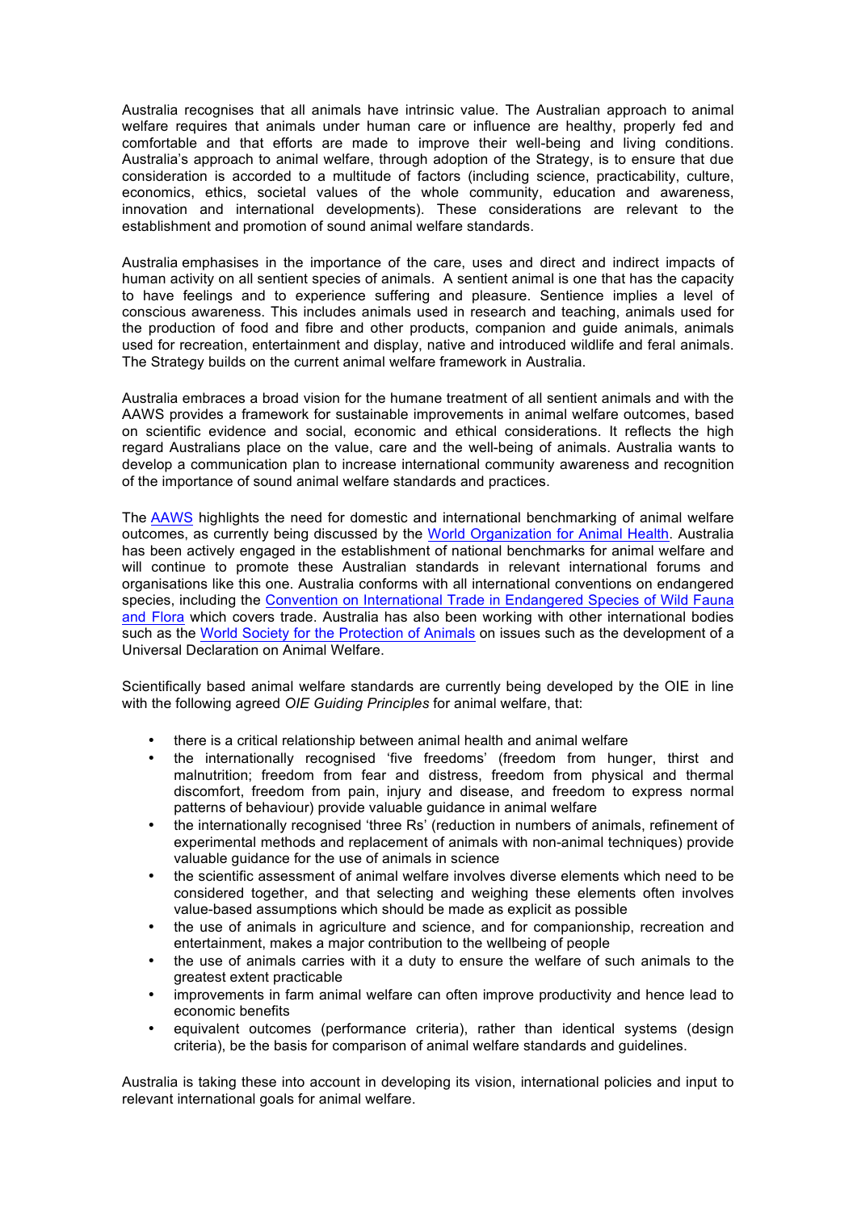Australia recognises that all animals have intrinsic value. The Australian approach to animal welfare requires that animals under human care or influence are healthy, properly fed and comfortable and that efforts are made to improve their well-being and living conditions. Australia's approach to animal welfare, through adoption of the Strategy, is to ensure that due consideration is accorded to a multitude of factors (including science, practicability, culture, economics, ethics, societal values of the whole community, education and awareness, innovation and international developments). These considerations are relevant to the establishment and promotion of sound animal welfare standards.

Australia emphasises in the importance of the care, uses and direct and indirect impacts of human activity on all sentient species of animals. A sentient animal is one that has the capacity to have feelings and to experience suffering and pleasure. Sentience implies a level of conscious awareness. This includes animals used in research and teaching, animals used for the production of food and fibre and other products, companion and guide animals, animals used for recreation, entertainment and display, native and introduced wildlife and feral animals. The Strategy builds on the current animal welfare framework in Australia.

Australia embraces a broad vision for the humane treatment of all sentient animals and with the AAWS provides a framework for sustainable improvements in animal welfare outcomes, based on scientific evidence and social, economic and ethical considerations. It reflects the high regard Australians place on the value, care and the well-being of animals. Australia wants to develop a communication plan to increase international community awareness and recognition of the importance of sound animal welfare standards and practices.

The AAWS highlights the need for domestic and international benchmarking of animal welfare outcomes, as currently being discussed by the World Organization for Animal Health. Australia has been actively engaged in the establishment of national benchmarks for animal welfare and will continue to promote these Australian standards in relevant international forums and organisations like this one. Australia conforms with all international conventions on endangered species, including the Convention on International Trade in Endangered Species of Wild Fauna and Flora which covers trade. Australia has also been working with other international bodies such as the World Society for the Protection of Animals on issues such as the development of a Universal Declaration on Animal Welfare.

Scientifically based animal welfare standards are currently being developed by the OIE in line with the following agreed *OIE Guiding Principles* for animal welfare, that:

- there is a critical relationship between animal health and animal welfare
- the internationally recognised 'five freedoms' (freedom from hunger, thirst and malnutrition; freedom from fear and distress, freedom from physical and thermal discomfort, freedom from pain, injury and disease, and freedom to express normal patterns of behaviour) provide valuable guidance in animal welfare
- the internationally recognised 'three Rs' (reduction in numbers of animals, refinement of experimental methods and replacement of animals with non-animal techniques) provide valuable guidance for the use of animals in science
- the scientific assessment of animal welfare involves diverse elements which need to be considered together, and that selecting and weighing these elements often involves value-based assumptions which should be made as explicit as possible
- the use of animals in agriculture and science, and for companionship, recreation and entertainment, makes a major contribution to the wellbeing of people
- the use of animals carries with it a duty to ensure the welfare of such animals to the greatest extent practicable
- improvements in farm animal welfare can often improve productivity and hence lead to economic benefits
- equivalent outcomes (performance criteria), rather than identical systems (design criteria), be the basis for comparison of animal welfare standards and guidelines.

Australia is taking these into account in developing its vision, international policies and input to relevant international goals for animal welfare.